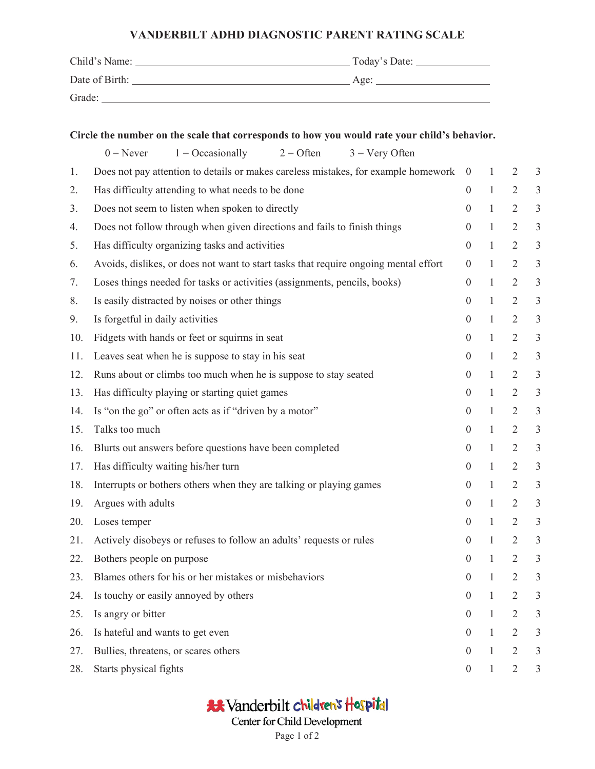# VANDERBILT ADHD DIAGNOSTIC PARENT RATING SCALE

Child's Name: ______________________________ Today's Date: ______________

Date of Birth: ______________________________ Age: ______________

Grade: ______________________________

**Circle the number on the scale that corresponds to how you would rate your child's behavior.**

0 = Never  1 = Occasionally  2 = Often  3 = Very Often

| | | | | | |
|---|---|---|---|---|---|
| 1. | Does not pay attention to details or makes careless mistakes, for example homework | 0 | 1 | 2 | 3 |
| 2. | Has difficulty attending to what needs to be done | 0 | 1 | 2 | 3 |
| 3. | Does not seem to listen when spoken to directly | 0 | 1 | 2 | 3 |
| 4. | Does not follow through when given directions and fails to finish things | 0 | 1 | 2 | 3 |
| 5. | Has difficulty organizing tasks and activities | 0 | 1 | 2 | 3 |
| 6. | Avoids, dislikes, or does not want to start tasks that require ongoing mental effort | 0 | 1 | 2 | 3 |
| 7. | Loses things needed for tasks or activities (assignments, pencils, books) | 0 | 1 | 2 | 3 |
| 8. | Is easily distracted by noises or other things | 0 | 1 | 2 | 3 |
| 9. | Is forgetful in daily activities | 0 | 1 | 2 | 3 |
| 10. | Fidgets with hands or feet or squirms in seat | 0 | 1 | 2 | 3 |
| 11. | Leaves seat when he is suppose to stay in his seat | 0 | 1 | 2 | 3 |
| 12. | Runs about or climbs too much when he is suppose to stay seated | 0 | 1 | 2 | 3 |
| 13. | Has difficulty playing or starting quiet games | 0 | 1 | 2 | 3 |
| 14. | Is "on the go" or often acts as if "driven by a motor" | 0 | 1 | 2 | 3 |
| 15. | Talks too much | 0 | 1 | 2 | 3 |
| 16. | Blurts out answers before questions have been completed | 0 | 1 | 2 | 3 |
| 17. | Has difficulty waiting his/her turn | 0 | 1 | 2 | 3 |
| 18. | Interrupts or bothers others when they are talking or playing games | 0 | 1 | 2 | 3 |
| 19. | Argues with adults | 0 | 1 | 2 | 3 |
| 20. | Loses temper | 0 | 1 | 2 | 3 |
| 21. | Actively disobeys or refuses to follow an adults' requests or rules | 0 | 1 | 2 | 3 |
| 22. | Bothers people on purpose | 0 | 1 | 2 | 3 |
| 23. | Blames others for his or her mistakes or misbehaviors | 0 | 1 | 2 | 3 |
| 24. | Is touchy or easily annoyed by others | 0 | 1 | 2 | 3 |
| 25. | Is angry or bitter | 0 | 1 | 2 | 3 |
| 26. | Is hateful and wants to get even | 0 | 1 | 2 | 3 |
| 27. | Bullies, threatens, or scares others | 0 | 1 | 2 | 3 |
| 28. | Starts physical fights | 0 | 1 | 2 | 3 |

Vanderbilt Children's Hospital
Center for Child Development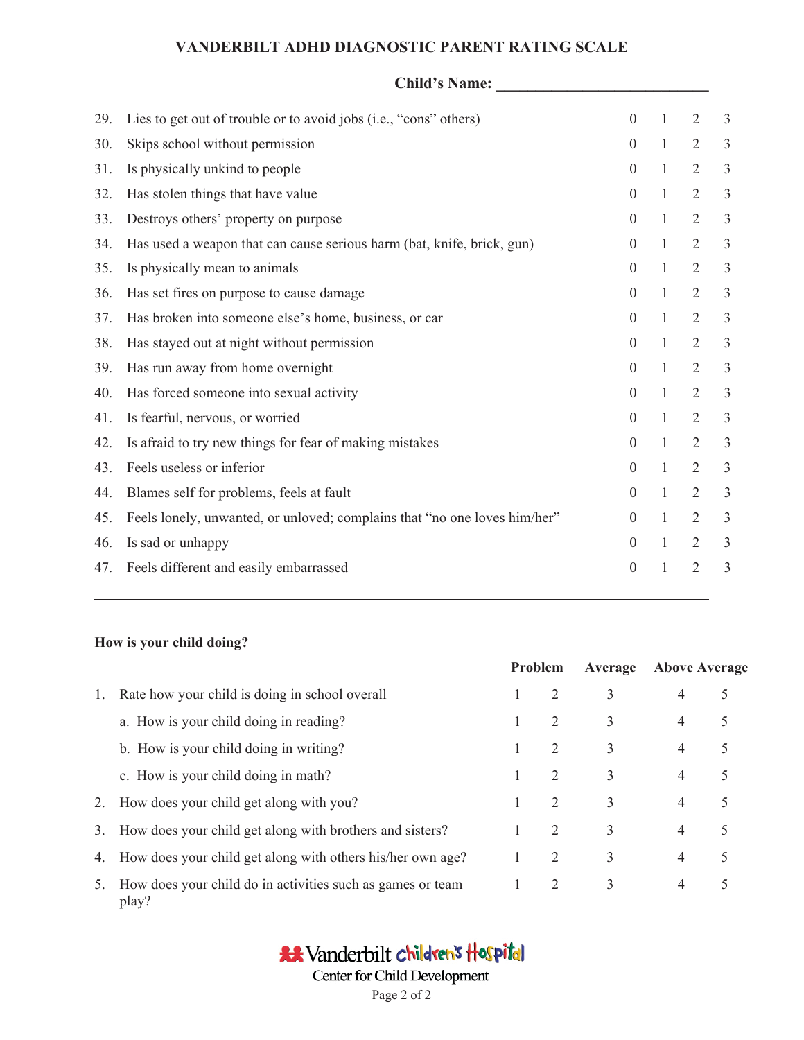## VANDERBILT ADHD DIAGNOSTIC PARENT RATING SCALE

**Child's Name:** ____________________________

| | | | | | |
|---|---|---|---|---|---|
| 29. | Lies to get out of trouble or to avoid jobs (i.e., "cons" others) | 0 | 1 | 2 | 3 |
| 30. | Skips school without permission | 0 | 1 | 2 | 3 |
| 31. | Is physically unkind to people | 0 | 1 | 2 | 3 |
| 32. | Has stolen things that have value | 0 | 1 | 2 | 3 |
| 33. | Destroys others' property on purpose | 0 | 1 | 2 | 3 |
| 34. | Has used a weapon that can cause serious harm (bat, knife, brick, gun) | 0 | 1 | 2 | 3 |
| 35. | Is physically mean to animals | 0 | 1 | 2 | 3 |
| 36. | Has set fires on purpose to cause damage | 0 | 1 | 2 | 3 |
| 37. | Has broken into someone else's home, business, or car | 0 | 1 | 2 | 3 |
| 38. | Has stayed out at night without permission | 0 | 1 | 2 | 3 |
| 39. | Has run away from home overnight | 0 | 1 | 2 | 3 |
| 40. | Has forced someone into sexual activity | 0 | 1 | 2 | 3 |
| 41. | Is fearful, nervous, or worried | 0 | 1 | 2 | 3 |
| 42. | Is afraid to try new things for fear of making mistakes | 0 | 1 | 2 | 3 |
| 43. | Feels useless or inferior | 0 | 1 | 2 | 3 |
| 44. | Blames self for problems, feels at fault | 0 | 1 | 2 | 3 |
| 45. | Feels lonely, unwanted, or unloved; complains that "no one loves him/her" | 0 | 1 | 2 | 3 |
| 46. | Is sad or unhappy | 0 | 1 | 2 | 3 |
| 47. | Feels different and easily embarrassed | 0 | 1 | 2 | 3 |

**How is your child doing?**

| | | Problem | | Average | Above Average | |
|---|---|---|---|---|---|---|
| 1. | Rate how your child is doing in school overall | 1 | 2 | 3 | 4 | 5 |
| | a. How is your child doing in reading? | 1 | 2 | 3 | 4 | 5 |
| | b. How is your child doing in writing? | 1 | 2 | 3 | 4 | 5 |
| | c. How is your child doing in math? | 1 | 2 | 3 | 4 | 5 |
| 2. | How does your child get along with you? | 1 | 2 | 3 | 4 | 5 |
| 3. | How does your child get along with brothers and sisters? | 1 | 2 | 3 | 4 | 5 |
| 4. | How does your child get along with others his/her own age? | 1 | 2 | 3 | 4 | 5 |
| 5. | How does your child do in activities such as games or team play? | 1 | 2 | 3 | 4 | 5 |

Vanderbilt Children's Hospital
Center for Child Development